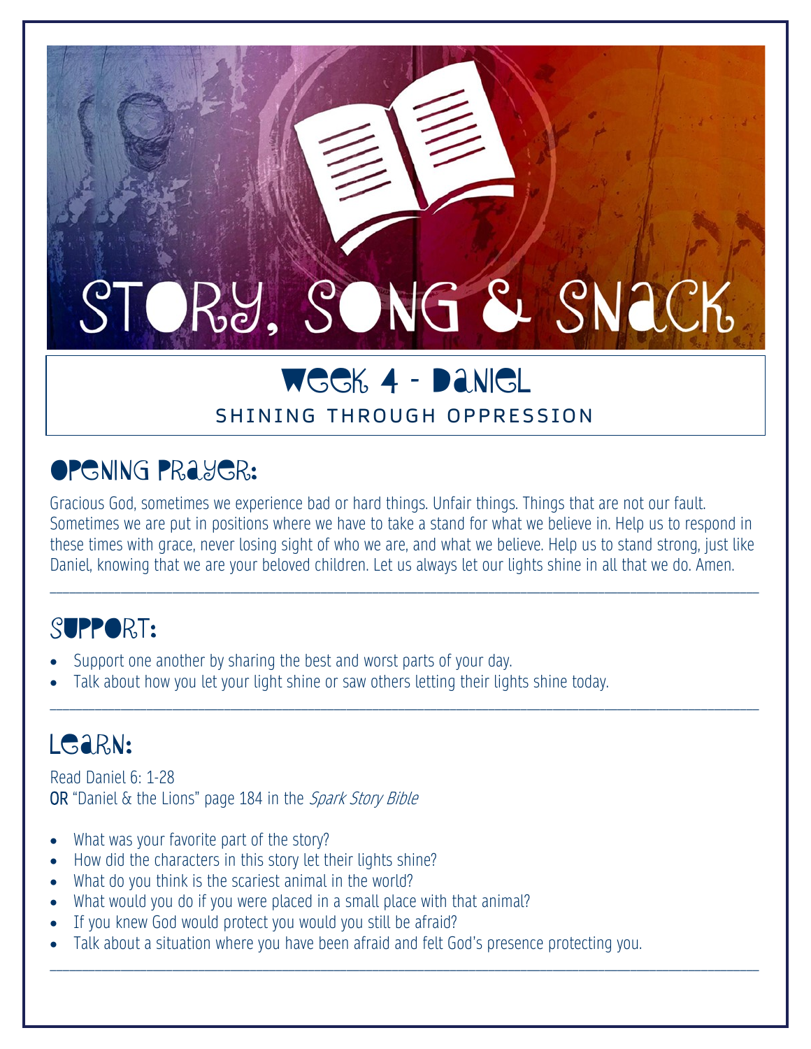# Story, Song & Snack

## Week 4 - Daniel

SHINING THROUGH OPPRESSION

## Opening Prayer:

Gracious God, sometimes we experience bad or hard things. Unfair things. Things that are not our fault. Sometimes we are put in positions where we have to take a stand for what we believe in. Help us to respond in these times with grace, never losing sight of who we are, and what we believe. Help us to stand strong, just like Daniel, knowing that we are your beloved children. Let us always let our lights shine in all that we do. Amen.

---

## Support:

- Support one another by sharing the best and worst parts of your day.
- Talk about how you let your light shine or saw others letting their lights shine today.

---

## Learn:

Read Daniel 6: 1-28
**OR** "Daniel & the Lions" page 184 in the *Spark Story Bible*

- What was your favorite part of the story?
- How did the characters in this story let their lights shine?
- What do you think is the scariest animal in the world?
- What would you do if you were placed in a small place with that animal?
- If you knew God would protect you would you still be afraid?
- Talk about a situation where you have been afraid and felt God's presence protecting you.

---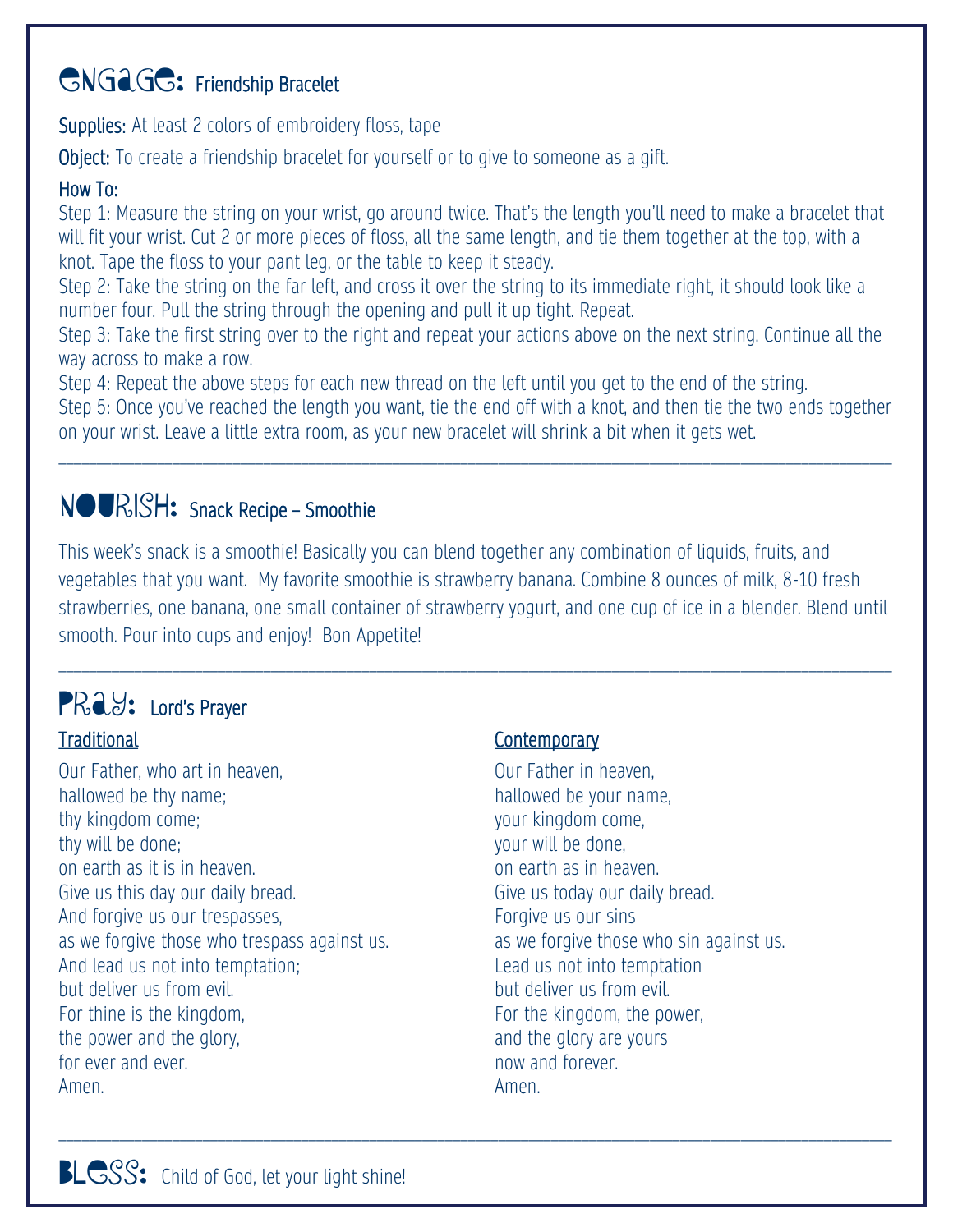## ENGAGE: Friendship Bracelet

**Supplies:** At least 2 colors of embroidery floss, tape

**Object:** To create a friendship bracelet for yourself or to give to someone as a gift.

**How To:**

Step 1: Measure the string on your wrist, go around twice. That's the length you'll need to make a bracelet that will fit your wrist. Cut 2 or more pieces of floss, all the same length, and tie them together at the top, with a knot. Tape the floss to your pant leg, or the table to keep it steady.

Step 2: Take the string on the far left, and cross it over the string to its immediate right, it should look like a number four. Pull the string through the opening and pull it up tight. Repeat.

Step 3: Take the first string over to the right and repeat your actions above on the next string. Continue all the way across to make a row.

Step 4: Repeat the above steps for each new thread on the left until you get to the end of the string.

Step 5: Once you've reached the length you want, tie the end off with a knot, and then tie the two ends together on your wrist. Leave a little extra room, as your new bracelet will shrink a bit when it gets wet.

---

## NOURISH: Snack Recipe – Smoothie

This week's snack is a smoothie! Basically you can blend together any combination of liquids, fruits, and vegetables that you want. My favorite smoothie is strawberry banana. Combine 8 ounces of milk, 8-10 fresh strawberries, one banana, one small container of strawberry yogurt, and one cup of ice in a blender. Blend until smooth. Pour into cups and enjoy! Bon Appetite!

---

## PRAY: Lord's Prayer

**Traditional**

Our Father, who art in heaven,
hallowed be thy name;
thy kingdom come;
thy will be done;
on earth as it is in heaven.
Give us this day our daily bread.
And forgive us our trespasses,
as we forgive those who trespass against us.
And lead us not into temptation;
but deliver us from evil.
For thine is the kingdom,
the power and the glory,
for ever and ever.
Amen.

**Contemporary**

Our Father in heaven,
hallowed be your name,
your kingdom come,
your will be done,
on earth as in heaven.
Give us today our daily bread.
Forgive us our sins
as we forgive those who sin against us.
Lead us not into temptation
but deliver us from evil.
For the kingdom, the power,
and the glory are yours
now and forever.
Amen.

---

## BLESS: Child of God, let your light shine!